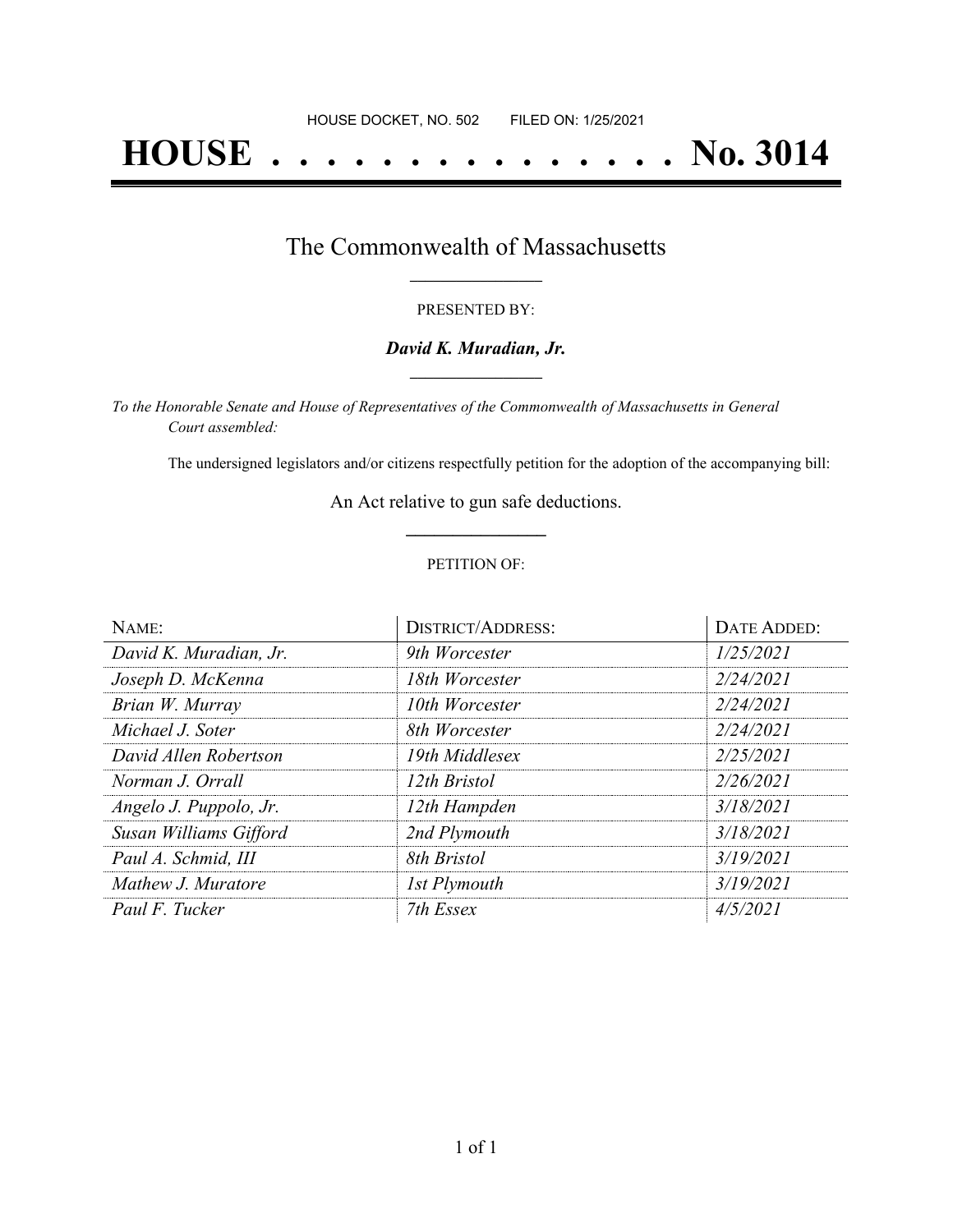HOUSE DOCKET, NO. 502 FILED ON: 1/25/2021

# HOUSE . . . . . . . . . . . . . . . No. 3014

## The Commonwealth of Massachusetts

PRESENTED BY:

***David K. Muradian, Jr.***

*To the Honorable Senate and House of Representatives of the Commonwealth of Massachusetts in General Court assembled:*

The undersigned legislators and/or citizens respectfully petition for the adoption of the accompanying bill:

An Act relative to gun safe deductions.

PETITION OF:

| NAME: | DISTRICT/ADDRESS: | DATE ADDED: |
|---|---|---|
| *David K. Muradian, Jr.* | *9th Worcester* | *1/25/2021* |
| *Joseph D. McKenna* | *18th Worcester* | *2/24/2021* |
| *Brian W. Murray* | *10th Worcester* | *2/24/2021* |
| *Michael J. Soter* | *8th Worcester* | *2/24/2021* |
| *David Allen Robertson* | *19th Middlesex* | *2/25/2021* |
| *Norman J. Orrall* | *12th Bristol* | *2/26/2021* |
| *Angelo J. Puppolo, Jr.* | *12th Hampden* | *3/18/2021* |
| *Susan Williams Gifford* | *2nd Plymouth* | *3/18/2021* |
| *Paul A. Schmid, III* | *8th Bristol* | *3/19/2021* |
| *Mathew J. Muratore* | *1st Plymouth* | *3/19/2021* |
| *Paul F. Tucker* | *7th Essex* | *4/5/2021* |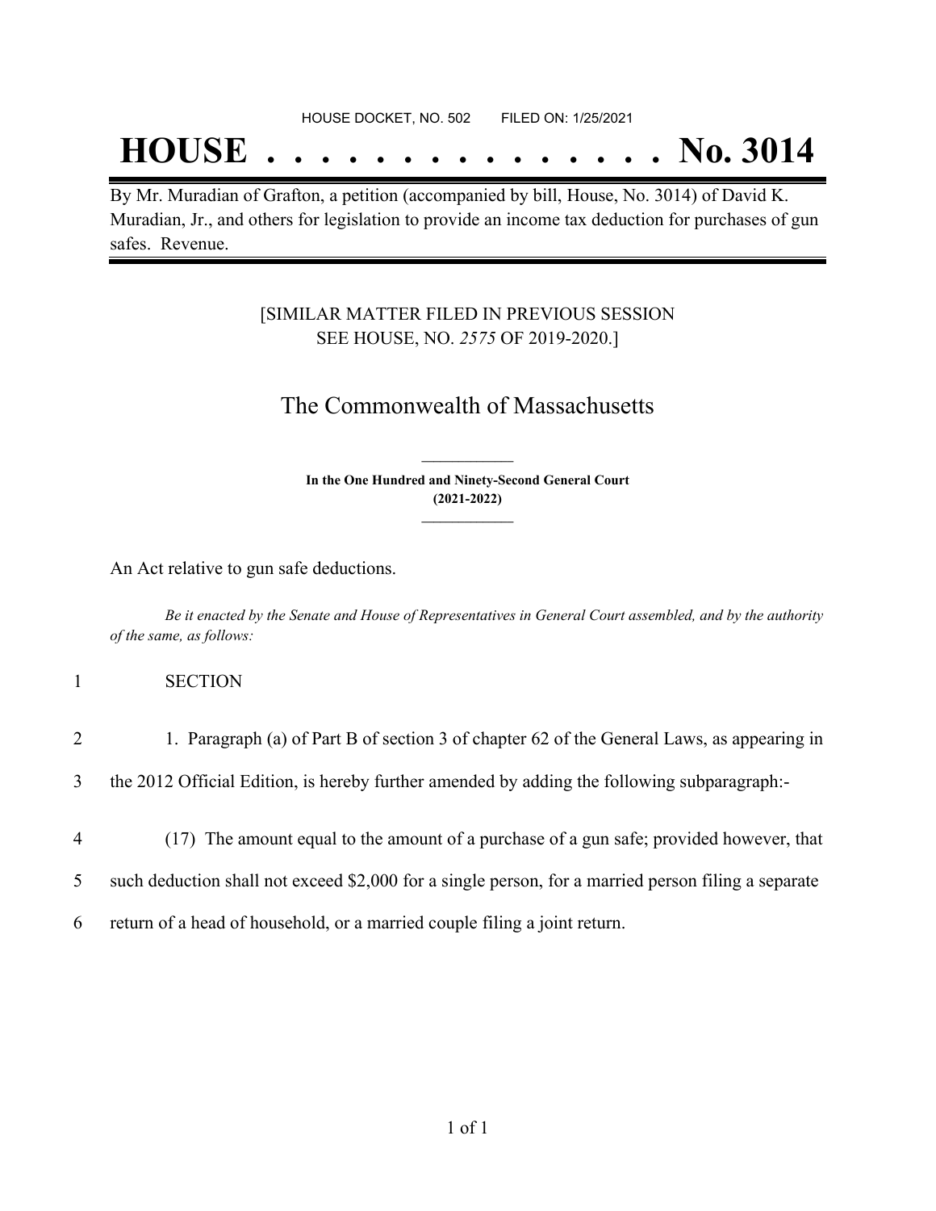HOUSE DOCKET, NO. 502        FILED ON: 1/25/2021

# HOUSE . . . . . . . . . . . . . . . No. 3014

By Mr. Muradian of Grafton, a petition (accompanied by bill, House, No. 3014) of David K. Muradian, Jr., and others for legislation to provide an income tax deduction for purchases of gun safes. Revenue.

[SIMILAR MATTER FILED IN PREVIOUS SESSION SEE HOUSE, NO. *2575* OF 2019-2020.]

## The Commonwealth of Massachusetts

**In the One Hundred and Ninety-Second General Court (2021-2022)**

An Act relative to gun safe deductions.

*Be it enacted by the Senate and House of Representatives in General Court assembled, and by the authority of the same, as follows:*

1 SECTION

2 1. Paragraph (a) of Part B of section 3 of chapter 62 of the General Laws, as appearing in

3 the 2012 Official Edition, is hereby further amended by adding the following subparagraph:-

4 (17) The amount equal to the amount of a purchase of a gun safe; provided however, that

5 such deduction shall not exceed $2,000 for a single person, for a married person filing a separate

6 return of a head of household, or a married couple filing a joint return.